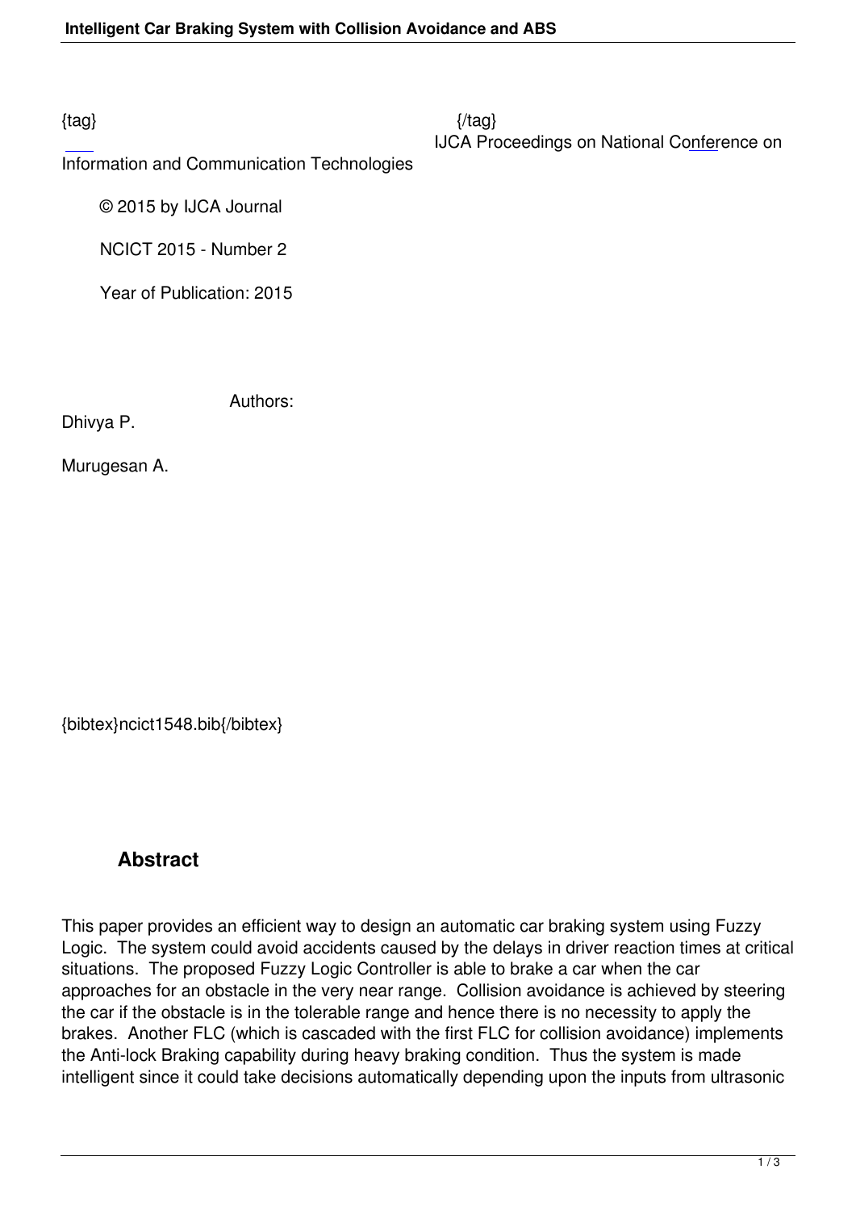{tag} {/tag}

IJCA Proceedings on National Conference on Information and Communication Technologies

© 2015 by IJCA Journal

NCICT 2015 - Number 2

Year of Publication: 2015

Authors:

Dhivya P.

Murugesan A.

{bibtex}ncict1548.bib{/bibtex}

## Abstract

This paper provides an efficient way to design an automatic car braking system using Fuzzy Logic. The system could avoid accidents caused by the delays in driver reaction times at critical situations. The proposed Fuzzy Logic Controller is able to brake a car when the car approaches for an obstacle in the very near range. Collision avoidance is achieved by steering the car if the obstacle is in the tolerable range and hence there is no necessity to apply the brakes. Another FLC (which is cascaded with the first FLC for collision avoidance) implements the Anti-lock Braking capability during heavy braking condition. Thus the system is made intelligent since it could take decisions automatically depending upon the inputs from ultrasonic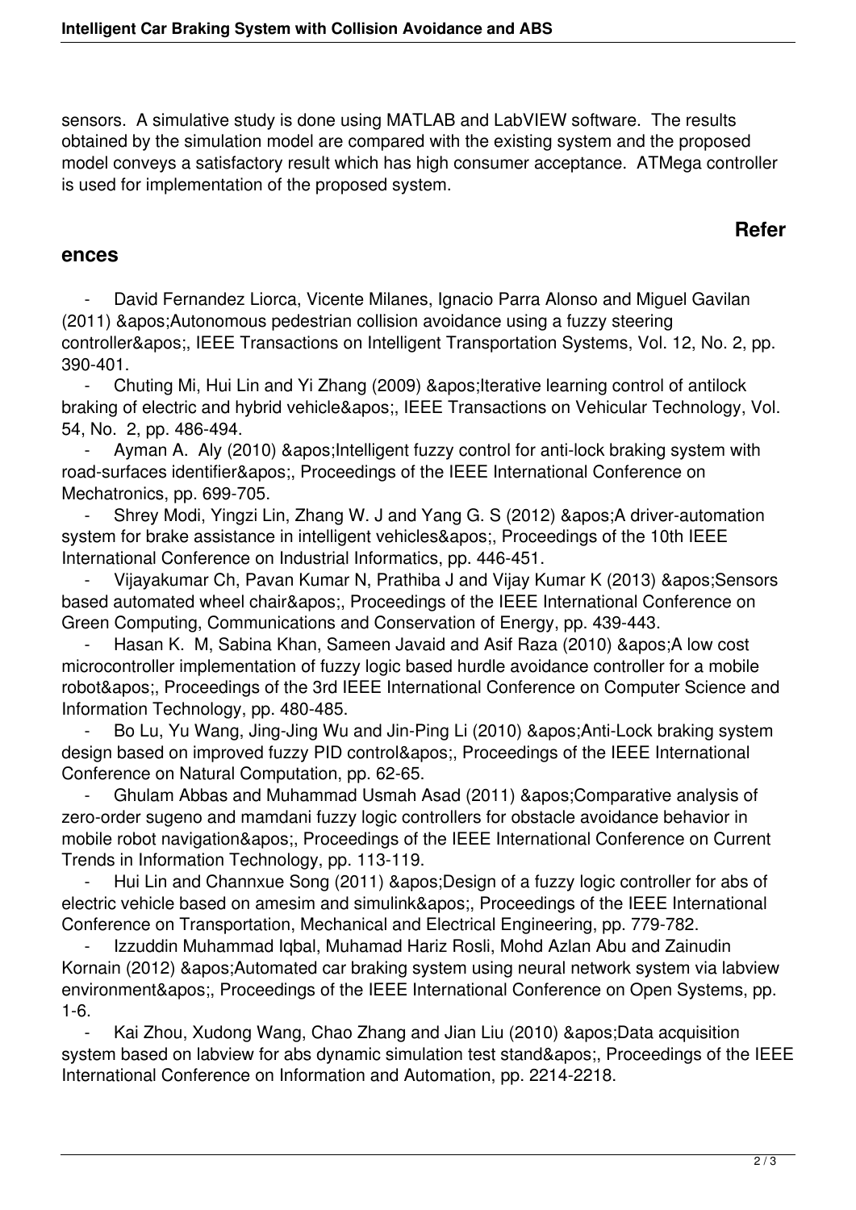sensors. A simulative study is done using MATLAB and LabVIEW software. The results obtained by the simulation model are compared with the existing system and the proposed model conveys a satisfactory result which has high consumer acceptance. ATMega controller is used for implementation of the proposed system.

## References

- David Fernandez Liorca, Vicente Milanes, Ignacio Parra Alonso and Miguel Gavilan (2011) &apos;Autonomous pedestrian collision avoidance using a fuzzy steering controller&apos;, IEEE Transactions on Intelligent Transportation Systems, Vol. 12, No. 2, pp. 390-401.
- Chuting Mi, Hui Lin and Yi Zhang (2009) &apos;Iterative learning control of antilock braking of electric and hybrid vehicle&apos;, IEEE Transactions on Vehicular Technology, Vol. 54, No. 2, pp. 486-494.
- Ayman A. Aly (2010) &apos;Intelligent fuzzy control for anti-lock braking system with road-surfaces identifier&apos;, Proceedings of the IEEE International Conference on Mechatronics, pp. 699-705.
- Shrey Modi, Yingzi Lin, Zhang W. J and Yang G. S (2012) &apos;A driver-automation system for brake assistance in intelligent vehicles&apos;, Proceedings of the 10th IEEE International Conference on Industrial Informatics, pp. 446-451.
- Vijayakumar Ch, Pavan Kumar N, Prathiba J and Vijay Kumar K (2013) &apos;Sensors based automated wheel chair&apos;, Proceedings of the IEEE International Conference on Green Computing, Communications and Conservation of Energy, pp. 439-443.
- Hasan K. M, Sabina Khan, Sameen Javaid and Asif Raza (2010) &apos;A low cost microcontroller implementation of fuzzy logic based hurdle avoidance controller for a mobile robot&apos;, Proceedings of the 3rd IEEE International Conference on Computer Science and Information Technology, pp. 480-485.
- Bo Lu, Yu Wang, Jing-Jing Wu and Jin-Ping Li (2010) &apos;Anti-Lock braking system design based on improved fuzzy PID control&apos;, Proceedings of the IEEE International Conference on Natural Computation, pp. 62-65.
- Ghulam Abbas and Muhammad Usmah Asad (2011) &apos;Comparative analysis of zero-order sugeno and mamdani fuzzy logic controllers for obstacle avoidance behavior in mobile robot navigation&apos;, Proceedings of the IEEE International Conference on Current Trends in Information Technology, pp. 113-119.
- Hui Lin and Channxue Song (2011) &apos;Design of a fuzzy logic controller for abs of electric vehicle based on amesim and simulink&apos;, Proceedings of the IEEE International Conference on Transportation, Mechanical and Electrical Engineering, pp. 779-782.
- Izzuddin Muhammad Iqbal, Muhamad Hariz Rosli, Mohd Azlan Abu and Zainudin Kornain (2012) &apos;Automated car braking system using neural network system via labview environment&apos;, Proceedings of the IEEE International Conference on Open Systems, pp. 1-6.
- Kai Zhou, Xudong Wang, Chao Zhang and Jian Liu (2010) &apos;Data acquisition system based on labview for abs dynamic simulation test stand&apos;, Proceedings of the IEEE International Conference on Information and Automation, pp. 2214-2218.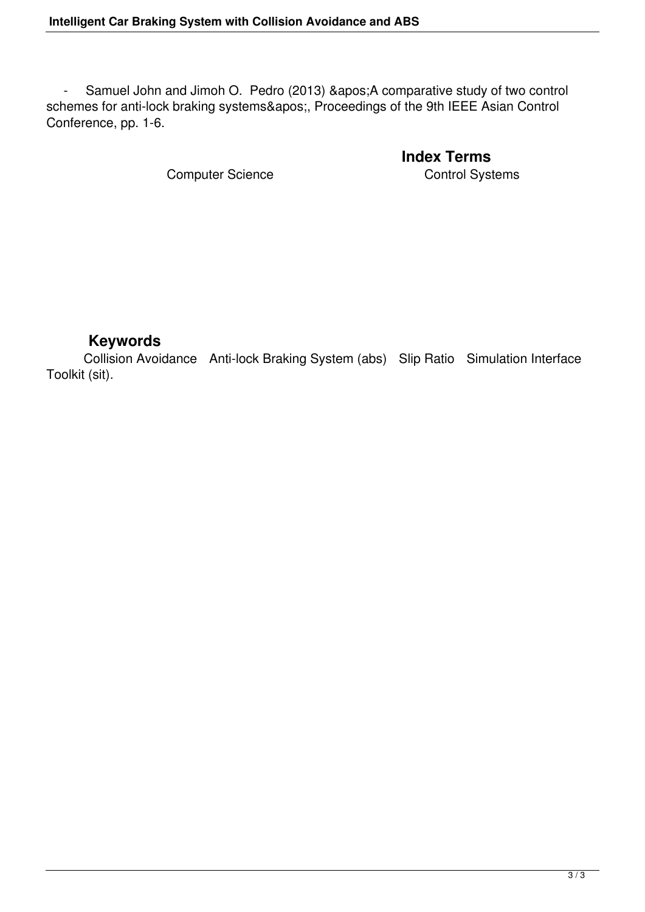- Samuel John and Jimoh O. Pedro (2013) &apos;A comparative study of two control schemes for anti-lock braking systems&apos;, Proceedings of the 9th IEEE Asian Control Conference, pp. 1-6.

## Index Terms

Computer Science Control Systems

## Keywords

Collision Avoidance Anti-lock Braking System (abs) Slip Ratio Simulation Interface Toolkit (sit).